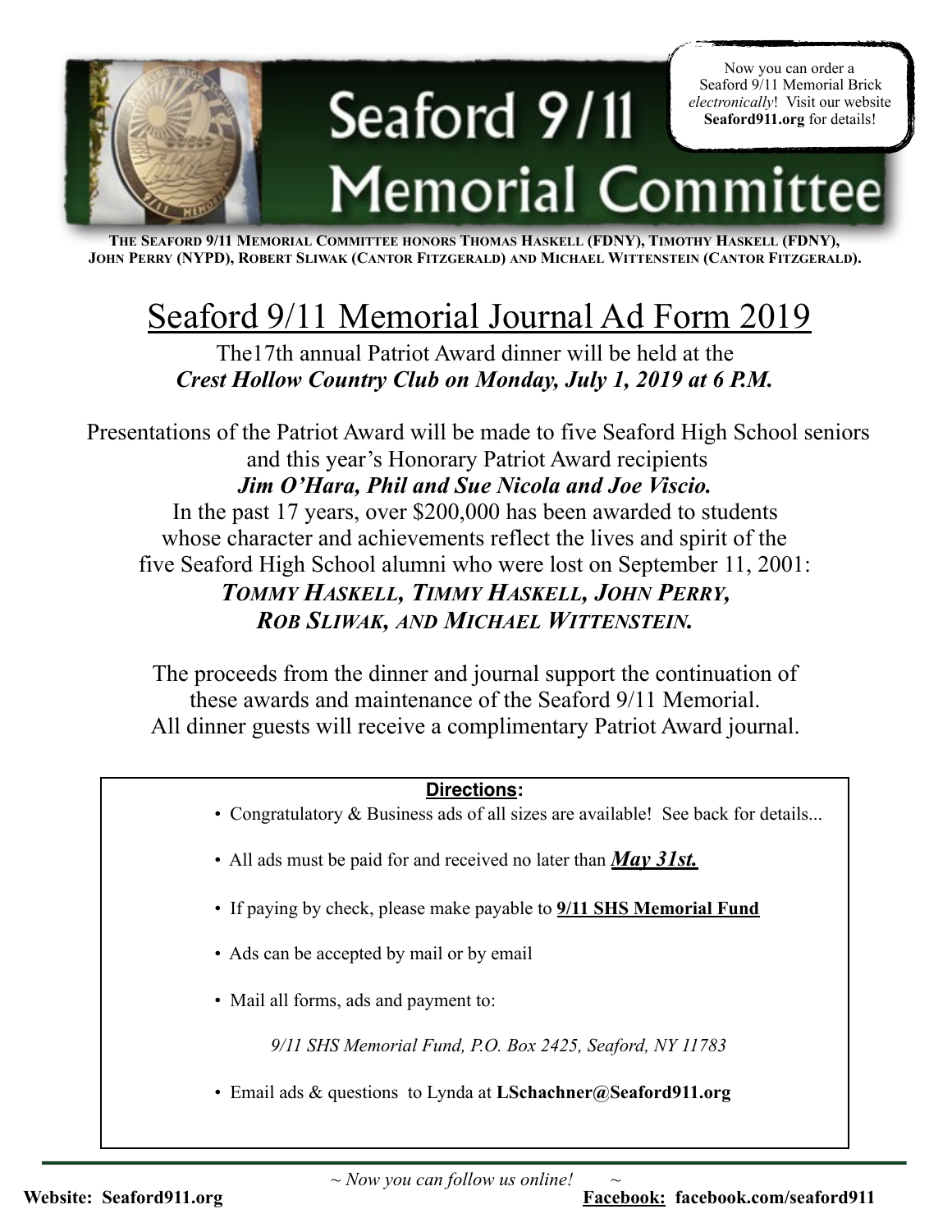Now you can order a Seaford 9/11 Memorial Brick *electronically*! Visit our website **Seaford911.org** for details!

# Seaford 9/11 Memorial Committee

**THE SEAFORD 9/11 MEMORIAL COMMITTEE HONORS THOMAS HASKELL (FDNY), TIMOTHY HASKELL (FDNY), JOHN PERRY (NYPD), ROBERT SLIWAK (CANTOR FITZGERALD) AND MICHAEL WITTENSTEIN (CANTOR FITZGERALD).**

## Seaford 9/11 Memorial Journal Ad Form 2019

The17th annual Patriot Award dinner will be held at the
***Crest Hollow Country Club on Monday, July 1, 2019 at 6 P.M.***

Presentations of the Patriot Award will be made to five Seaford High School seniors and this year's Honorary Patriot Award recipients
***Jim O'Hara, Phil and Sue Nicola and Joe Viscio.***
In the past 17 years, over $200,000 has been awarded to students whose character and achievements reflect the lives and spirit of the five Seaford High School alumni who were lost on September 11, 2001:
***TOMMY HASKELL, TIMMY HASKELL, JOHN PERRY, ROB SLIWAK, AND MICHAEL WITTENSTEIN.***

The proceeds from the dinner and journal support the continuation of these awards and maintenance of the Seaford 9/11 Memorial.
All dinner guests will receive a complimentary Patriot Award journal.

**Directions:**

- Congratulatory & Business ads of all sizes are available! See back for details...
- All ads must be paid for and received no later than ***May 31st.***
- If paying by check, please make payable to **9/11 SHS Memorial Fund**
- Ads can be accepted by mail or by email
- Mail all forms, ads and payment to:

  *9/11 SHS Memorial Fund, P.O. Box 2425, Seaford, NY 11783*

- Email ads & questions to Lynda at **LSchachner@Seaford911.org**

*~ Now you can follow us online! ~*

**Website: Seaford911.org** **Facebook: facebook.com/seaford911**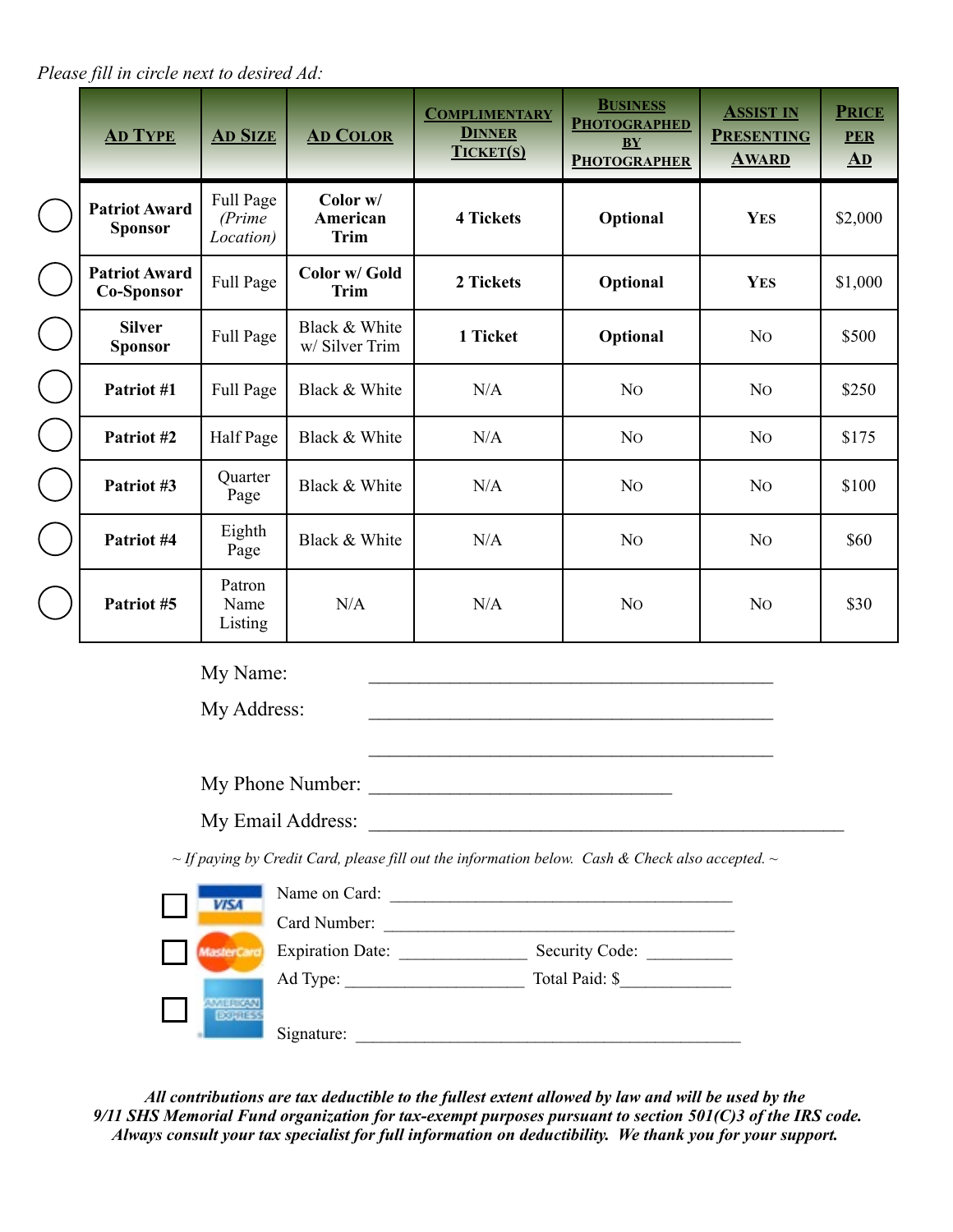*Please fill in circle next to desired Ad:*

| | Ad Type | Ad Size | Ad Color | Complimentary Dinner Ticket(s) | Business Photographed by Photographer | Assist in Presenting Award | Price per Ad |
|---|---|---|---|---|---|---|---|
| ○ | **Patriot Award Sponsor** | Full Page *(Prime Location)* | **Color w/ American Trim** | **4 Tickets** | **Optional** | **Yes** | $2,000 |
| ○ | **Patriot Award Co-Sponsor** | Full Page | **Color w/ Gold Trim** | **2 Tickets** | **Optional** | **Yes** | $1,000 |
| ○ | **Silver Sponsor** | Full Page | Black & White w/ Silver Trim | **1 Ticket** | **Optional** | No | $500 |
| ○ | **Patriot #1** | Full Page | Black & White | N/A | No | No | $250 |
| ○ | **Patriot #2** | Half Page | Black & White | N/A | No | No | $175 |
| ○ | **Patriot #3** | Quarter Page | Black & White | N/A | No | No | $100 |
| ○ | **Patriot #4** | Eighth Page | Black & White | N/A | No | No | $60 |
| ○ | **Patriot #5** | Patron Name Listing | N/A | N/A | No | No | $30 |

My Name: ________________________________________

My Address: ________________________________________

________________________________________

My Phone Number: ______________________________

My Email Address: ________________________________________

*~ If paying by Credit Card, please fill out the information below. Cash & Check also accepted. ~*

☐ VISA
☐ MasterCard
☐ American Express

Name on Card: ________________________________________

Card Number: ________________________________________

Expiration Date: ______________ Security Code: __________

Ad Type: ____________________ Total Paid: $____________

Signature: ________________________________________

***All contributions are tax deductible to the fullest extent allowed by law and will be used by the 9/11 SHS Memorial Fund organization for tax-exempt purposes pursuant to section 501(C)3 of the IRS code. Always consult your tax specialist for full information on deductibility. We thank you for your support.***